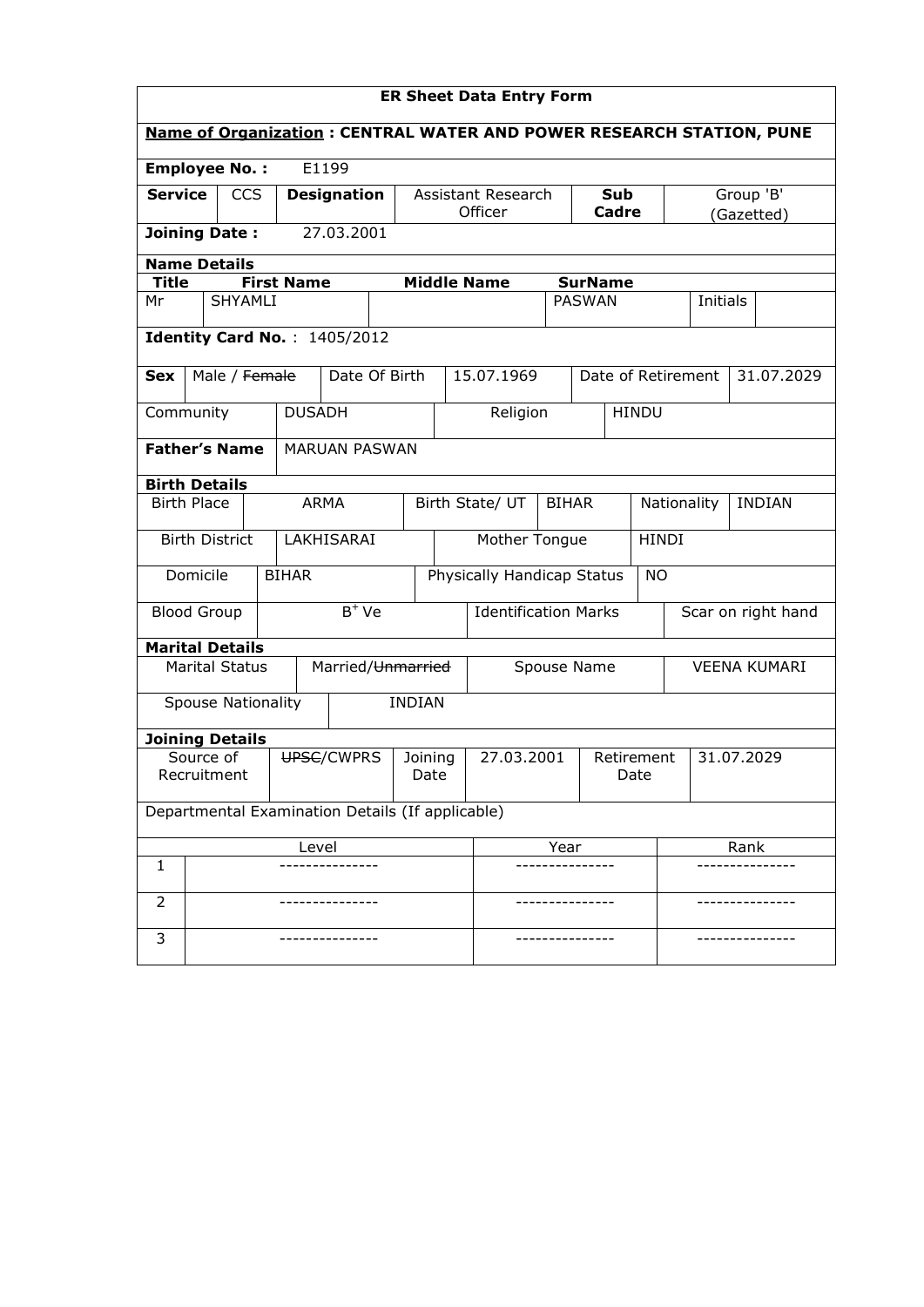## ER Sheet Data Entry Form

**Name of Organization : CENTRAL WATER AND POWER RESEARCH STATION, PUNE**

**Employee No. :** E1199

| **Service** | CCS | **Designation** | Assistant Research Officer | **Sub Cadre** | Group 'B' (Gazetted) |
|---|---|---|---|---|---|

**Joining Date :** 27.03.2001

### Name Details

| Title | First Name | Middle Name | SurName | Initials | |
|---|---|---|---|---|---|
| Mr | SHYAMLI | | PASWAN | Initials | |

**Identity Card No.** : 1405/2012

| **Sex** | Male / ~~Female~~ | Date Of Birth | 15.07.1969 | Date of Retirement | 31.07.2029 |
|---|---|---|---|---|---|
| Community | DUSADH | Religion | HINDU | | |

**Father's Name**: MARUAN PASWAN

### Birth Details

| Birth Place | ARMA | Birth State/ UT | BIHAR | Nationality | INDIAN |
|---|---|---|---|---|---|
| Birth District | LAKHISARAI | Mother Tongue | HINDI | | |
| Domicile | BIHAR | Physically Handicap Status | NO | | |
| Blood Group | $B^+$ Ve | Identification Marks | Scar on right hand | | |

### Marital Details

| Marital Status | Married/~~Unmarried~~ | Spouse Name | VEENA KUMARI |
|---|---|---|---|
| Spouse Nationality | INDIAN | | |

### Joining Details

| Source of Recruitment | ~~UPSC~~/CWPRS | Joining Date | 27.03.2001 | Retirement Date | 31.07.2029 |
|---|---|---|---|---|---|

Departmental Examination Details (If applicable)

| | Level | Year | Rank |
|---|---|---|---|
| 1 | --------------- | --------------- | --------------- |
| 2 | --------------- | --------------- | --------------- |
| 3 | --------------- | --------------- | --------------- |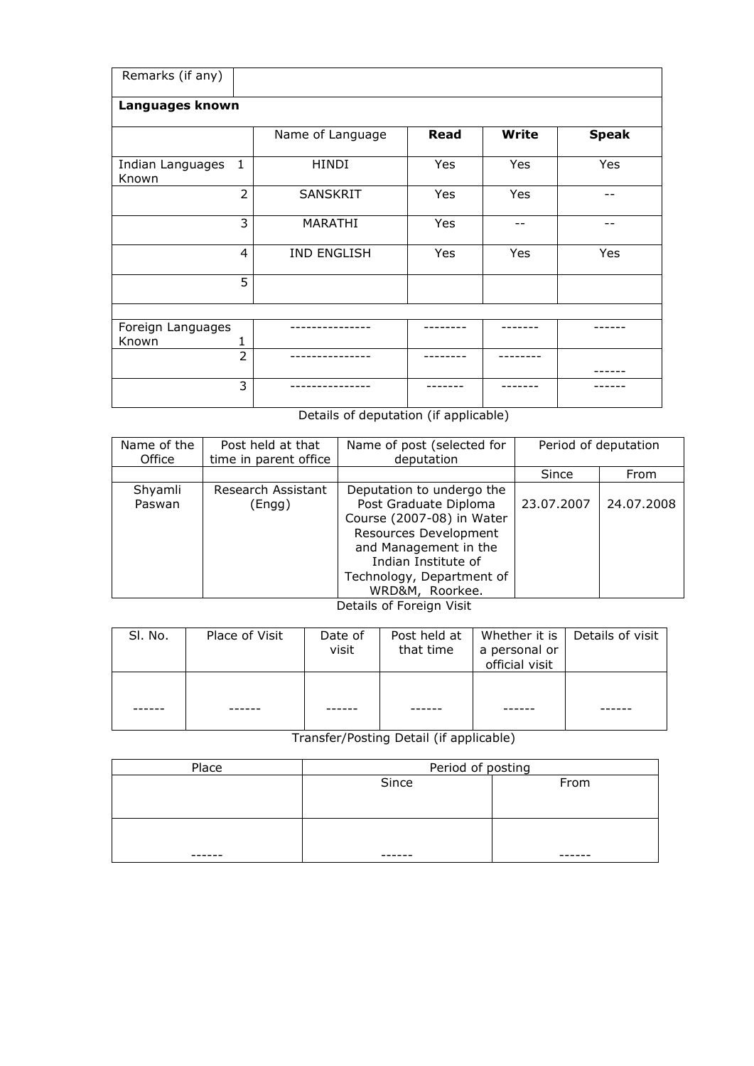| Remarks (if any) | | | | |
|---|---|---|---|---|
| **Languages known** | | | | |
| | Name of Language | **Read** | **Write** | **Speak** |
| Indian Languages Known 1 | HINDI | Yes | Yes | Yes |
| 2 | SANSKRIT | Yes | Yes | -- |
| 3 | MARATHI | Yes | -- | -- |
| 4 | IND ENGLISH | Yes | Yes | Yes |
| 5 | | | | |
| | | | | |
| Foreign Languages Known 1 | --------------- | -------- | ------- | ------ |
| 2 | --------------- | -------- | -------- | ------ |
| 3 | --------------- | ------- | ------- | ------ |

Details of deputation (if applicable)

| Name of the Office | Post held at that time in parent office | Name of post (selected for deputation | Period of deputation | |
|---|---|---|---|---|
| | | | Since | From |
| Shyamli Paswan | Research Assistant (Engg) | Deputation to undergo the Post Graduate Diploma Course (2007-08) in Water Resources Development and Management in the Indian Institute of Technology, Department of WRD&M, Roorkee. | 23.07.2007 | 24.07.2008 |

Details of Foreign Visit

| Sl. No. | Place of Visit | Date of visit | Post held at that time | Whether it is a personal or official visit | Details of visit |
|---|---|---|---|---|---|
| ------ | ------ | ------ | ------ | ------ | ------ |

Transfer/Posting Detail (if applicable)

| Place | Period of posting | |
|---|---|---|
| | Since | From |
| ------ | ------ | ------ |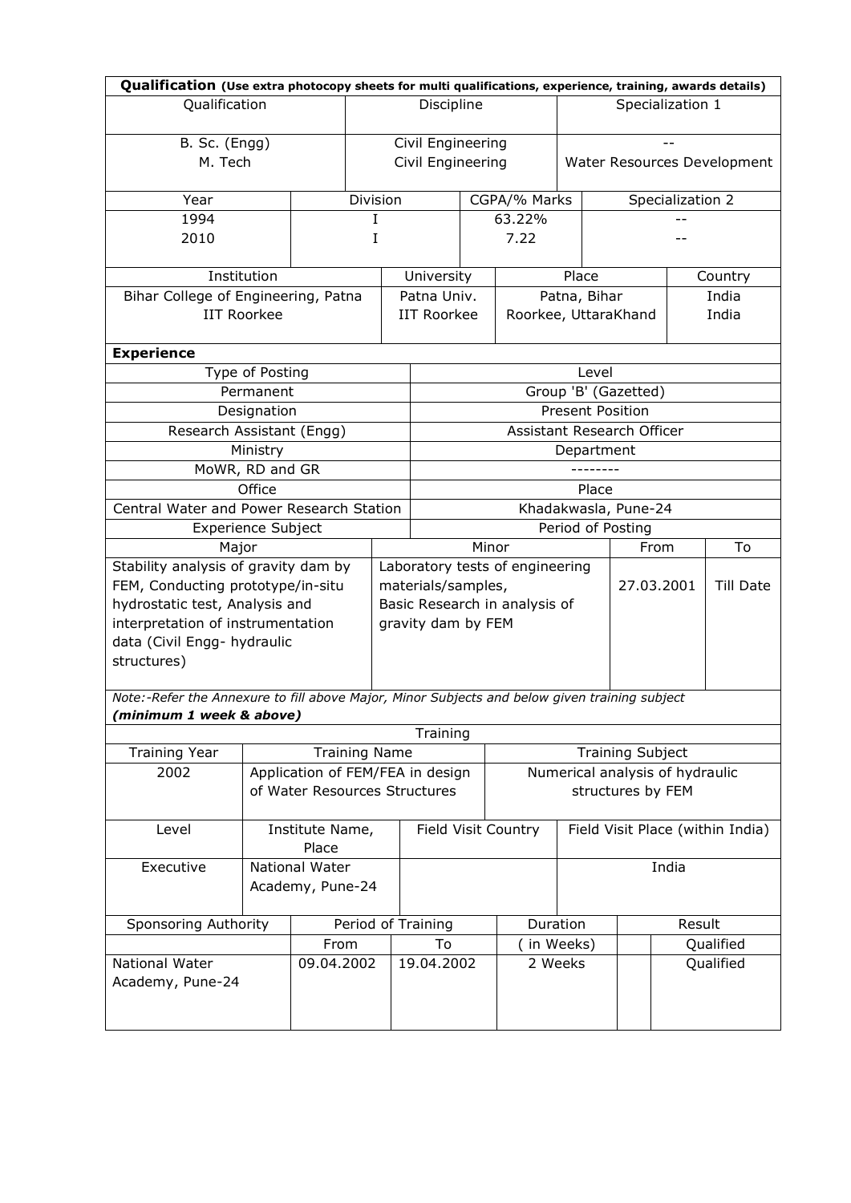**Qualification** **(Use extra photocopy sheets for multi qualifications, experience, training, awards details)**

| Qualification | Discipline | Specialization 1 |
|---|---|---|
| B. Sc. (Engg)<br>M. Tech | Civil Engineering<br>Civil Engineering | --<br>Water Resources Development |

| Year | Division | CGPA/% Marks | Specialization 2 |
|---|---|---|---|
| 1994<br>2010 | I<br>I | 63.22%<br>7.22 | --<br>-- |

| Institution | University | Place | Country |
|---|---|---|---|
| Bihar College of Engineering, Patna<br>IIT Roorkee | Patna Univ.<br>IIT Roorkee | Patna, Bihar<br>Roorkee, UttaraKhand | India<br>India |

**Experience**

| Type of Posting | Level |
|---|---|
| Permanent | Group 'B' (Gazetted) |
| **Designation** | **Present Position** |
| Research Assistant (Engg) | Assistant Research Officer |
| **Ministry** | **Department** |
| MoWR, RD and GR | -------- |
| **Office** | **Place** |
| Central Water and Power Research Station | Khadakwasla, Pune-24 |

| Experience Subject | | Period of Posting | |
|---|---|---|---|
| Major | Minor | From | To |
| Stability analysis of gravity dam by FEM, Conducting prototype/in-situ hydrostatic test, Analysis and interpretation of instrumentation data (Civil Engg- hydraulic structures) | Laboratory tests of engineering materials/samples, Basic Research in analysis of gravity dam by FEM | 27.03.2001 | Till Date |

*Note:-Refer the Annexure to fill above Major, Minor Subjects and below given training subject* ***(minimum 1 week & above)***

**Training**

| Training Year | Training Name | Training Subject |
|---|---|---|
| 2002 | Application of FEM/FEA in design of Water Resources Structures | Numerical analysis of hydraulic structures by FEM |

| Level | Institute Name, Place | Field Visit Country | Field Visit Place (within India) |
|---|---|---|---|
| Executive | National Water Academy, Pune-24 | | India |

| Sponsoring Authority | Period of Training | | Duration | Result |
|---|---|---|---|---|
| | From | To | ( in Weeks) | Qualified |
| National Water Academy, Pune-24 | 09.04.2002 | 19.04.2002 | 2 Weeks | Qualified |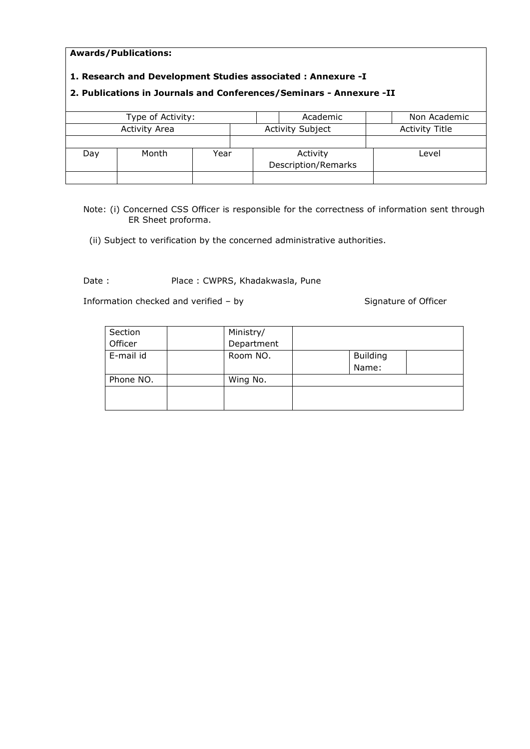**Awards/Publications:**

**1. Research and Development Studies associated : Annexure -I**

**2. Publications in Journals and Conferences/Seminars - Annexure -II**

| Type of Activity: | | | Academic | | Non Academic |
|---|---|---|---|---|---|
| Activity Area | | Activity Subject | | Activity Title | |
| | | | | | |
| Day | Month | Year | Activity Description/Remarks | | Level |
| | | | | | |

Note: (i) Concerned CSS Officer is responsible for the correctness of information sent through ER Sheet proforma.

(ii) Subject to verification by the concerned administrative authorities.

Date :                    Place : CWPRS, Khadakwasla, Pune

Information checked and verified – by                                    Signature of Officer

| Section Officer | | Ministry/ Department | | | |
|---|---|---|---|---|---|
| E-mail id | | Room NO. | | Building Name: | |
| Phone NO. | | Wing No. | | | |
| | | | | | |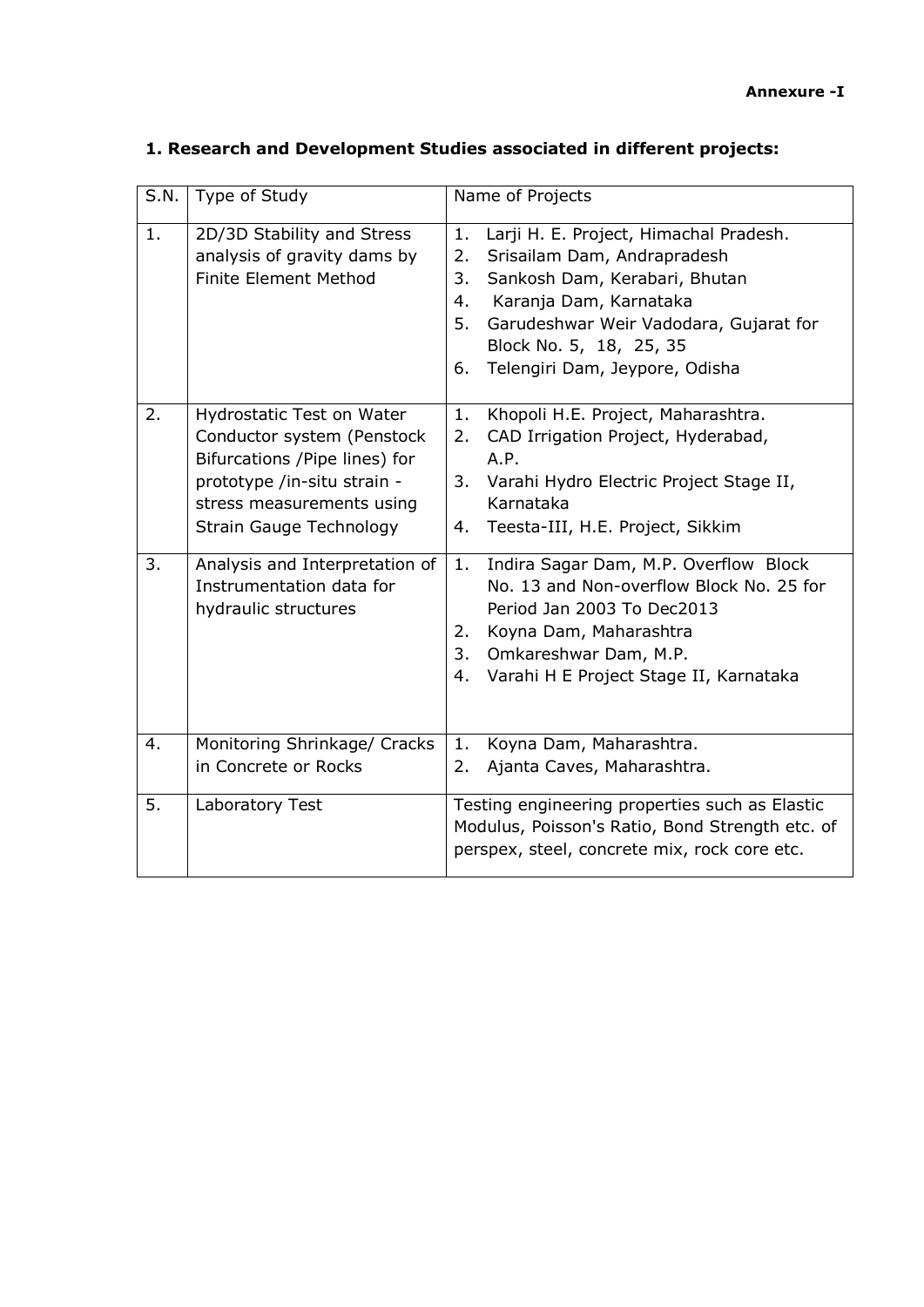**Annexure -I**

## 1. Research and Development Studies associated in different projects:

| S.N. | Type of Study | Name of Projects |
|---|---|---|
| 1. | 2D/3D Stability and Stress analysis of gravity dams by Finite Element Method | 1. Larji H. E. Project, Himachal Pradesh.<br>2. Srisailam Dam, Andrapradesh<br>3. Sankosh Dam, Kerabari, Bhutan<br>4. Karanja Dam, Karnataka<br>5. Garudeshwar Weir Vadodara, Gujarat for Block No. 5, 18, 25, 35<br>6. Telengiri Dam, Jeypore, Odisha |
| 2. | Hydrostatic Test on Water Conductor system (Penstock Bifurcations /Pipe lines) for prototype /in-situ strain - stress measurements using Strain Gauge Technology | 1. Khopoli H.E. Project, Maharashtra.<br>2. CAD Irrigation Project, Hyderabad, A.P.<br>3. Varahi Hydro Electric Project Stage II, Karnataka<br>4. Teesta-III, H.E. Project, Sikkim |
| 3. | Analysis and Interpretation of Instrumentation data for hydraulic structures | 1. Indira Sagar Dam, M.P. Overflow Block No. 13 and Non-overflow Block No. 25 for Period Jan 2003 To Dec2013<br>2. Koyna Dam, Maharashtra<br>3. Omkareshwar Dam, M.P.<br>4. Varahi H E Project Stage II, Karnataka |
| 4. | Monitoring Shrinkage/ Cracks in Concrete or Rocks | 1. Koyna Dam, Maharashtra.<br>2. Ajanta Caves, Maharashtra. |
| 5. | Laboratory Test | Testing engineering properties such as Elastic Modulus, Poisson's Ratio, Bond Strength etc. of perspex, steel, concrete mix, rock core etc. |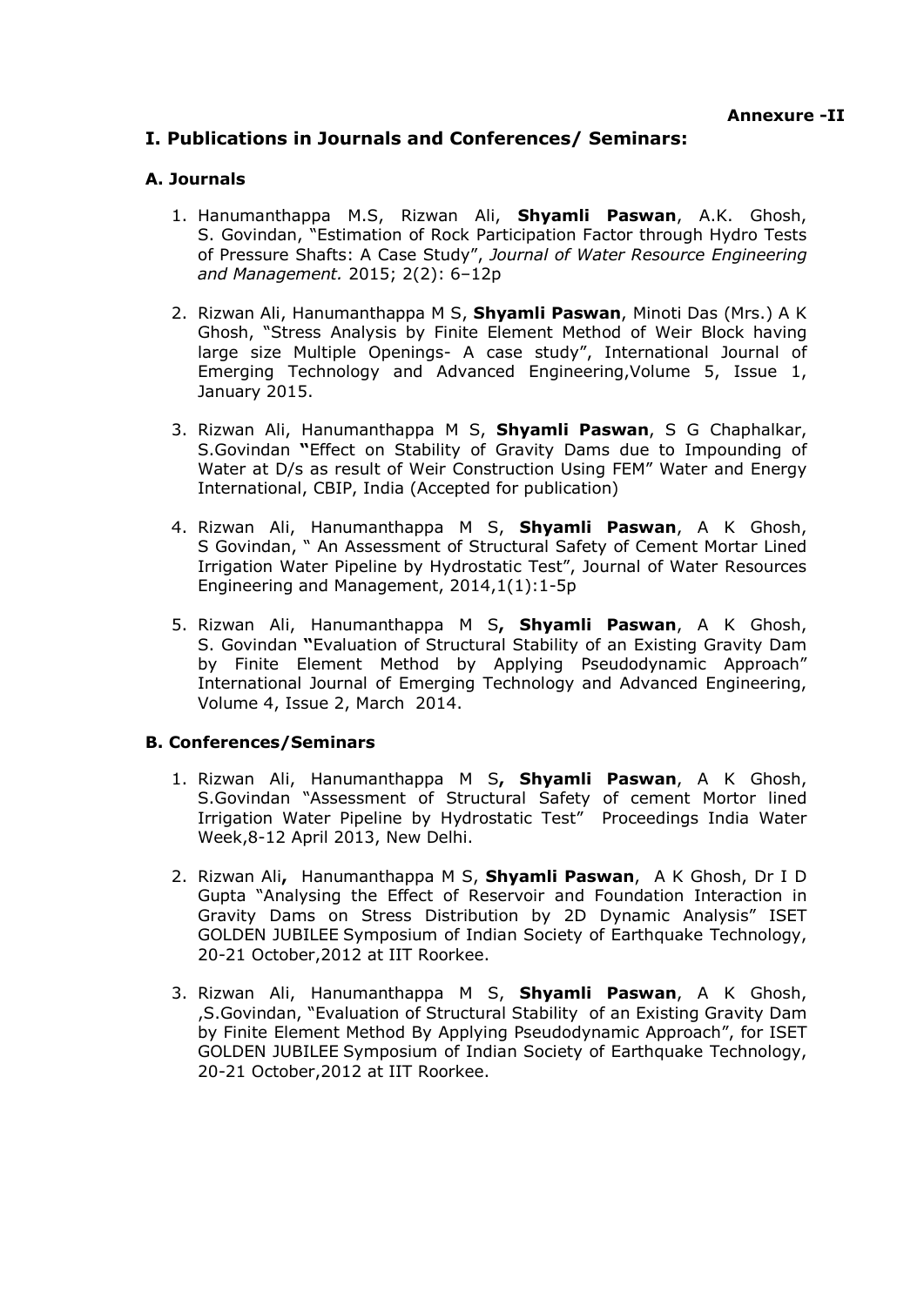**Annexure -II**

## I. Publications in Journals and Conferences/ Seminars:

### A. Journals

1. Hanumanthappa M.S, Rizwan Ali, **Shyamli Paswan**, A.K. Ghosh, S. Govindan, "Estimation of Rock Participation Factor through Hydro Tests of Pressure Shafts: A Case Study", *Journal of Water Resource Engineering and Management.* 2015; 2(2): 6–12p

2. Rizwan Ali, Hanumanthappa M S, **Shyamli Paswan**, Minoti Das (Mrs.) A K Ghosh, "Stress Analysis by Finite Element Method of Weir Block having large size Multiple Openings- A case study", International Journal of Emerging Technology and Advanced Engineering,Volume 5, Issue 1, January 2015.

3. Rizwan Ali, Hanumanthappa M S, **Shyamli Paswan**, S G Chaphalkar, S.Govindan **"**Effect on Stability of Gravity Dams due to Impounding of Water at D/s as result of Weir Construction Using FEM" Water and Energy International, CBIP, India (Accepted for publication)

4. Rizwan Ali, Hanumanthappa M S, **Shyamli Paswan**, A K Ghosh, S Govindan, " An Assessment of Structural Safety of Cement Mortar Lined Irrigation Water Pipeline by Hydrostatic Test", Journal of Water Resources Engineering and Management, 2014,1(1):1-5p

5. Rizwan Ali, Hanumanthappa M S**, Shyamli Paswan**, A K Ghosh, S. Govindan **"**Evaluation of Structural Stability of an Existing Gravity Dam by Finite Element Method by Applying Pseudodynamic Approach" International Journal of Emerging Technology and Advanced Engineering, Volume 4, Issue 2, March 2014.

### B. Conferences/Seminars

1. Rizwan Ali, Hanumanthappa M S**, Shyamli Paswan**, A K Ghosh, S.Govindan "Assessment of Structural Safety of cement Mortor lined Irrigation Water Pipeline by Hydrostatic Test" Proceedings India Water Week,8-12 April 2013, New Delhi.

2. Rizwan Ali**,** Hanumanthappa M S, **Shyamli Paswan**, A K Ghosh, Dr I D Gupta "Analysing the Effect of Reservoir and Foundation Interaction in Gravity Dams on Stress Distribution by 2D Dynamic Analysis" ISET GOLDEN JUBILEE Symposium of Indian Society of Earthquake Technology, 20-21 October,2012 at IIT Roorkee.

3. Rizwan Ali, Hanumanthappa M S, **Shyamli Paswan**, A K Ghosh, ,S.Govindan, "Evaluation of Structural Stability of an Existing Gravity Dam by Finite Element Method By Applying Pseudodynamic Approach", for ISET GOLDEN JUBILEE Symposium of Indian Society of Earthquake Technology, 20-21 October,2012 at IIT Roorkee.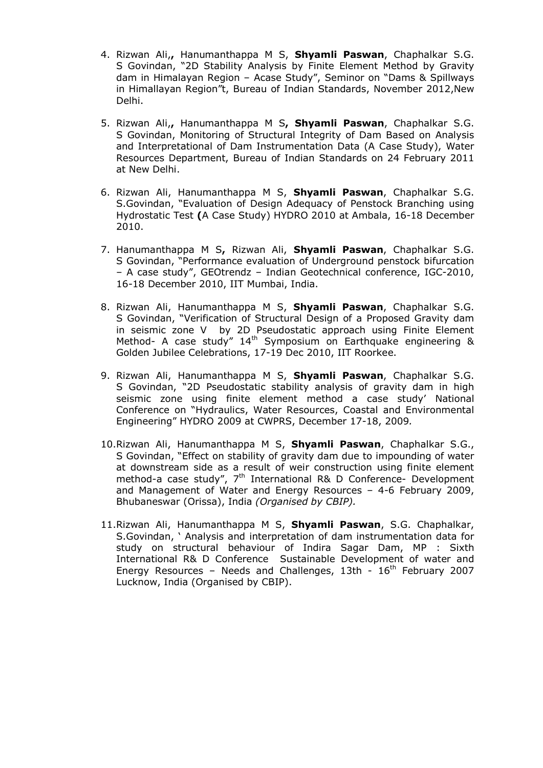4. Rizwan Ali,**,** Hanumanthappa M S, **Shyamli Paswan**, Chaphalkar S.G. S Govindan, "2D Stability Analysis by Finite Element Method by Gravity dam in Himalayan Region – Acase Study", Seminor on "Dams & Spillways in Himallayan Region"t, Bureau of Indian Standards, November 2012,New Delhi.

5. Rizwan Ali,**,** Hanumanthappa M S**, Shyamli Paswan**, Chaphalkar S.G. S Govindan, Monitoring of Structural Integrity of Dam Based on Analysis and Interpretational of Dam Instrumentation Data (A Case Study), Water Resources Department, Bureau of Indian Standards on 24 February 2011 at New Delhi.

6. Rizwan Ali, Hanumanthappa M S, **Shyamli Paswan**, Chaphalkar S.G. S.Govindan, "Evaluation of Design Adequacy of Penstock Branching using Hydrostatic Test **(**A Case Study) HYDRO 2010 at Ambala, 16-18 December 2010.

7. Hanumanthappa M S**,** Rizwan Ali, **Shyamli Paswan**, Chaphalkar S.G. S Govindan, "Performance evaluation of Underground penstock bifurcation – A case study", GEOtrendz – Indian Geotechnical conference, IGC-2010, 16-18 December 2010, IIT Mumbai, India.

8. Rizwan Ali, Hanumanthappa M S, **Shyamli Paswan**, Chaphalkar S.G. S Govindan, "Verification of Structural Design of a Proposed Gravity dam in seismic zone V by 2D Pseudostatic approach using Finite Element Method- A case study" 14th Symposium on Earthquake engineering & Golden Jubilee Celebrations, 17-19 Dec 2010, IIT Roorkee.

9. Rizwan Ali, Hanumanthappa M S, **Shyamli Paswan**, Chaphalkar S.G. S Govindan, "2D Pseudostatic stability analysis of gravity dam in high seismic zone using finite element method a case study' National Conference on "Hydraulics, Water Resources, Coastal and Environmental Engineering" HYDRO 2009 at CWPRS, December 17-18, 2009*.*

10. Rizwan Ali, Hanumanthappa M S, **Shyamli Paswan**, Chaphalkar S.G., S Govindan, "Effect on stability of gravity dam due to impounding of water at downstream side as a result of weir construction using finite element method-a case study", 7th International R& D Conference- Development and Management of Water and Energy Resources – 4-6 February 2009, Bhubaneswar (Orissa), India *(Organised by CBIP).*

11. Rizwan Ali, Hanumanthappa M S, **Shyamli Paswan**, S.G. Chaphalkar, S.Govindan, ' Analysis and interpretation of dam instrumentation data for study on structural behaviour of Indira Sagar Dam, MP : Sixth International R& D Conference Sustainable Development of water and Energy Resources – Needs and Challenges, 13th - 16th February 2007 Lucknow, India (Organised by CBIP).